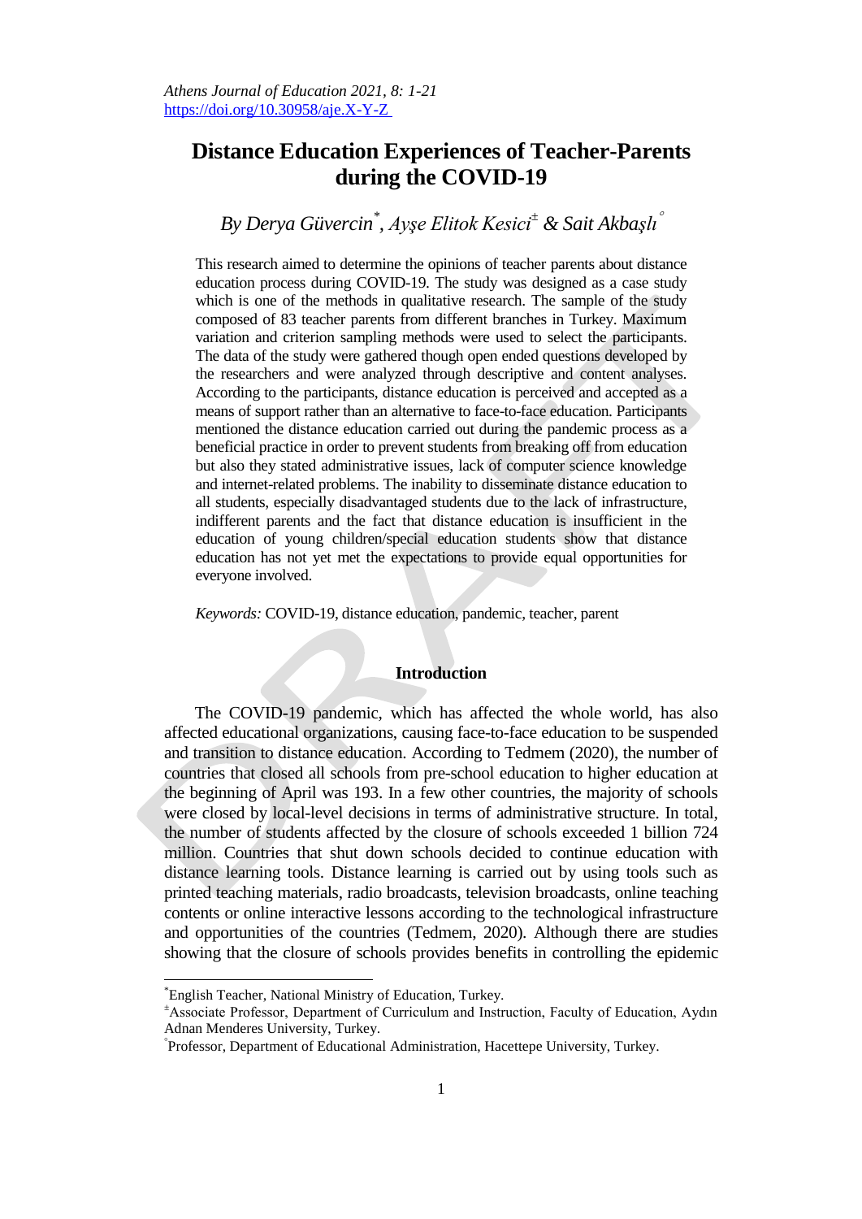# Distance Education Experiences of Teacher-Parents during the COVID-19

*By Derya Güvercin[*], Ayşe Elitok Kesici[±] & Sait Akbaşlı[°]*

This research aimed to determine the opinions of teacher parents about distance education process during COVID-19. The study was designed as a case study which is one of the methods in qualitative research. The sample of the study composed of 83 teacher parents from different branches in Turkey. Maximum variation and criterion sampling methods were used to select the participants. The data of the study were gathered though open ended questions developed by the researchers and were analyzed through descriptive and content analyses. According to the participants, distance education is perceived and accepted as a means of support rather than an alternative to face-to-face education. Participants mentioned the distance education carried out during the pandemic process as a beneficial practice in order to prevent students from breaking off from education but also they stated administrative issues, lack of computer science knowledge and internet-related problems. The inability to disseminate distance education to all students, especially disadvantaged students due to the lack of infrastructure, indifferent parents and the fact that distance education is insufficient in the education of young children/special education students show that distance education has not yet met the expectations to provide equal opportunities for everyone involved.

*Keywords:* COVID-19, distance education, pandemic, teacher, parent

## Introduction

The COVID-19 pandemic, which has affected the whole world, has also affected educational organizations, causing face-to-face education to be suspended and transition to distance education. According to Tedmem (2020), the number of countries that closed all schools from pre-school education to higher education at the beginning of April was 193. In a few other countries, the majority of schools were closed by local-level decisions in terms of administrative structure. In total, the number of students affected by the closure of schools exceeded 1 billion 724 million. Countries that shut down schools decided to continue education with distance learning tools. Distance learning is carried out by using tools such as printed teaching materials, radio broadcasts, television broadcasts, online teaching contents or online interactive lessons according to the technological infrastructure and opportunities of the countries (Tedmem, 2020). Although there are studies showing that the closure of schools provides benefits in controlling the epidemic

---

[*] English Teacher, National Ministry of Education, Turkey.

[±] Associate Professor, Department of Curriculum and Instruction, Faculty of Education, Aydın Adnan Menderes University, Turkey.

[°] Professor, Department of Educational Administration, Hacettepe University, Turkey.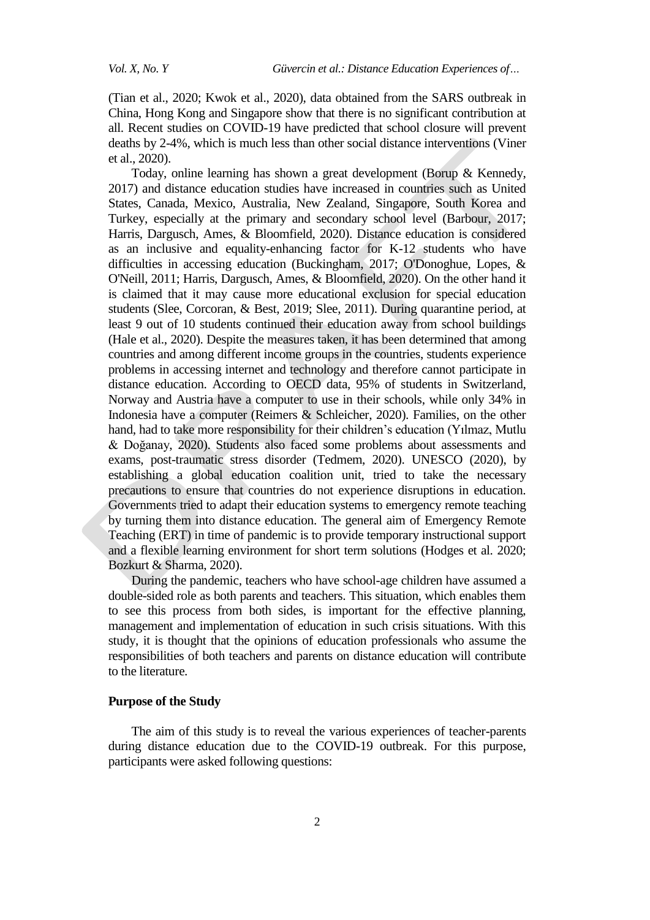(Tian et al., 2020; Kwok et al., 2020), data obtained from the SARS outbreak in China, Hong Kong and Singapore show that there is no significant contribution at all. Recent studies on COVID-19 have predicted that school closure will prevent deaths by 2-4%, which is much less than other social distance interventions (Viner et al., 2020).

Today, online learning has shown a great development (Borup & Kennedy, 2017) and distance education studies have increased in countries such as United States, Canada, Mexico, Australia, New Zealand, Singapore, South Korea and Turkey, especially at the primary and secondary school level (Barbour, 2017; Harris, Dargusch, Ames, & Bloomfield, 2020). Distance education is considered as an inclusive and equality-enhancing factor for K-12 students who have difficulties in accessing education (Buckingham, 2017; O'Donoghue, Lopes, & O'Neill, 2011; Harris, Dargusch, Ames, & Bloomfield, 2020). On the other hand it is claimed that it may cause more educational exclusion for special education students (Slee, Corcoran, & Best, 2019; Slee, 2011). During quarantine period, at least 9 out of 10 students continued their education away from school buildings (Hale et al., 2020). Despite the measures taken, it has been determined that among countries and among different income groups in the countries, students experience problems in accessing internet and technology and therefore cannot participate in distance education. According to OECD data, 95% of students in Switzerland, Norway and Austria have a computer to use in their schools, while only 34% in Indonesia have a computer (Reimers & Schleicher, 2020). Families, on the other hand, had to take more responsibility for their children's education (Yılmaz, Mutlu & Doğanay, 2020). Students also faced some problems about assessments and exams, post-traumatic stress disorder (Tedmem, 2020). UNESCO (2020), by establishing a global education coalition unit, tried to take the necessary precautions to ensure that countries do not experience disruptions in education. Governments tried to adapt their education systems to emergency remote teaching by turning them into distance education. The general aim of Emergency Remote Teaching (ERT) in time of pandemic is to provide temporary instructional support and a flexible learning environment for short term solutions (Hodges et al. 2020; Bozkurt & Sharma, 2020).

During the pandemic, teachers who have school-age children have assumed a double-sided role as both parents and teachers. This situation, which enables them to see this process from both sides, is important for the effective planning, management and implementation of education in such crisis situations. With this study, it is thought that the opinions of education professionals who assume the responsibilities of both teachers and parents on distance education will contribute to the literature.

## Purpose of the Study

The aim of this study is to reveal the various experiences of teacher-parents during distance education due to the COVID-19 outbreak. For this purpose, participants were asked following questions: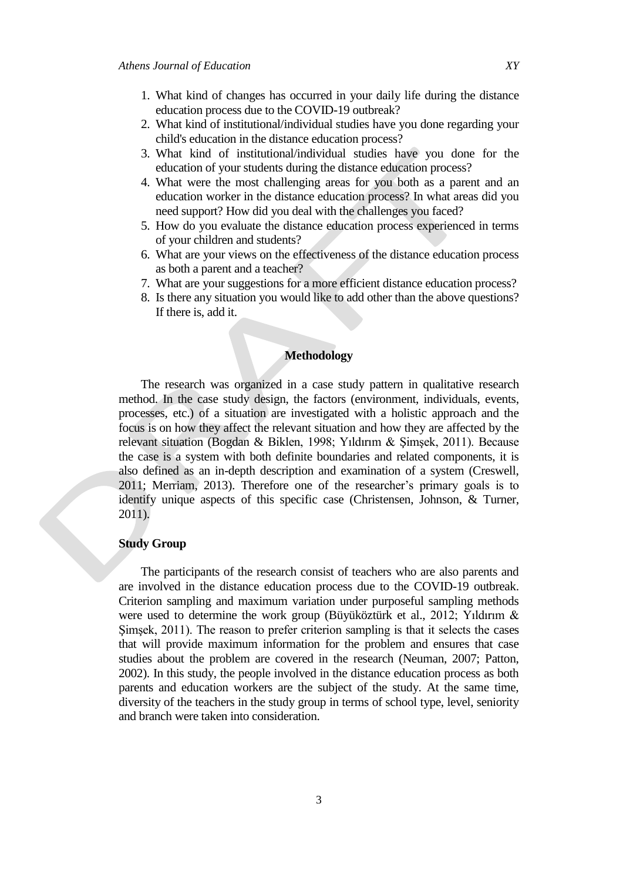1. What kind of changes has occurred in your daily life during the distance education process due to the COVID-19 outbreak?
2. What kind of institutional/individual studies have you done regarding your child's education in the distance education process?
3. What kind of institutional/individual studies have you done for the education of your students during the distance education process?
4. What were the most challenging areas for you both as a parent and an education worker in the distance education process? In what areas did you need support? How did you deal with the challenges you faced?
5. How do you evaluate the distance education process experienced in terms of your children and students?
6. What are your views on the effectiveness of the distance education process as both a parent and a teacher?
7. What are your suggestions for a more efficient distance education process?
8. Is there any situation you would like to add other than the above questions? If there is, add it.

## Methodology

The research was organized in a case study pattern in qualitative research method. In the case study design, the factors (environment, individuals, events, processes, etc.) of a situation are investigated with a holistic approach and the focus is on how they affect the relevant situation and how they are affected by the relevant situation (Bogdan & Biklen, 1998; Yıldırım & Şimşek, 2011). Because the case is a system with both definite boundaries and related components, it is also defined as an in-depth description and examination of a system (Creswell, 2011; Merriam, 2013). Therefore one of the researcher's primary goals is to identify unique aspects of this specific case (Christensen, Johnson, & Turner, 2011).

### Study Group

The participants of the research consist of teachers who are also parents and are involved in the distance education process due to the COVID-19 outbreak. Criterion sampling and maximum variation under purposeful sampling methods were used to determine the work group (Büyüköztürk et al., 2012; Yıldırım & Şimşek, 2011). The reason to prefer criterion sampling is that it selects the cases that will provide maximum information for the problem and ensures that case studies about the problem are covered in the research (Neuman, 2007; Patton, 2002). In this study, the people involved in the distance education process as both parents and education workers are the subject of the study. At the same time, diversity of the teachers in the study group in terms of school type, level, seniority and branch were taken into consideration.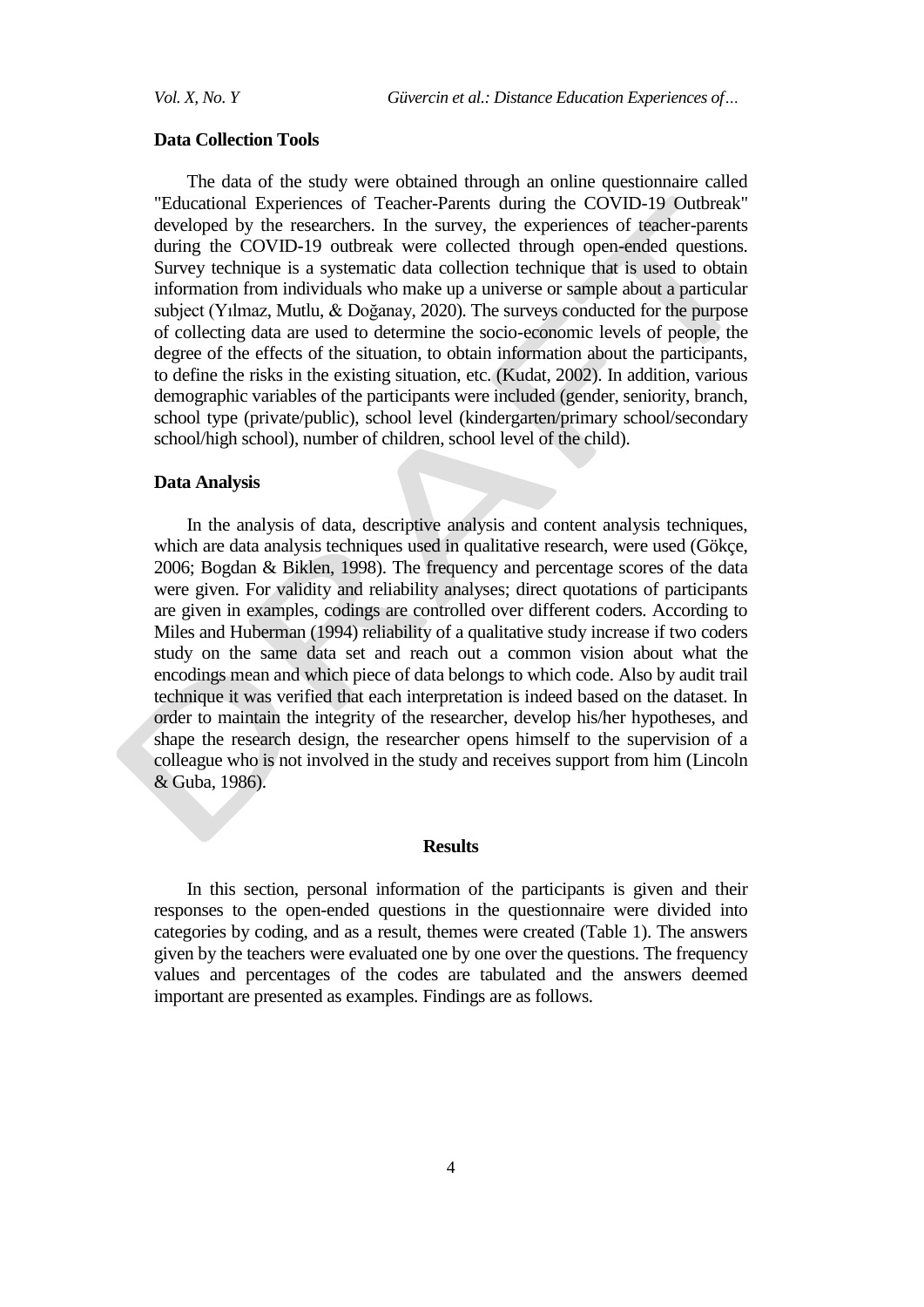### Data Collection Tools

The data of the study were obtained through an online questionnaire called "Educational Experiences of Teacher-Parents during the COVID-19 Outbreak" developed by the researchers. In the survey, the experiences of teacher-parents during the COVID-19 outbreak were collected through open-ended questions. Survey technique is a systematic data collection technique that is used to obtain information from individuals who make up a universe or sample about a particular subject (Yılmaz, Mutlu, & Doğanay, 2020). The surveys conducted for the purpose of collecting data are used to determine the socio-economic levels of people, the degree of the effects of the situation, to obtain information about the participants, to define the risks in the existing situation, etc. (Kudat, 2002). In addition, various demographic variables of the participants were included (gender, seniority, branch, school type (private/public), school level (kindergarten/primary school/secondary school/high school), number of children, school level of the child).

### Data Analysis

In the analysis of data, descriptive analysis and content analysis techniques, which are data analysis techniques used in qualitative research, were used (Gökçe, 2006; Bogdan & Biklen, 1998). The frequency and percentage scores of the data were given. For validity and reliability analyses; direct quotations of participants are given in examples, codings are controlled over different coders. According to Miles and Huberman (1994) reliability of a qualitative study increase if two coders study on the same data set and reach out a common vision about what the encodings mean and which piece of data belongs to which code. Also by audit trail technique it was verified that each interpretation is indeed based on the dataset. In order to maintain the integrity of the researcher, develop his/her hypotheses, and shape the research design, the researcher opens himself to the supervision of a colleague who is not involved in the study and receives support from him (Lincoln & Guba, 1986).

## Results

In this section, personal information of the participants is given and their responses to the open-ended questions in the questionnaire were divided into categories by coding, and as a result, themes were created (Table 1). The answers given by the teachers were evaluated one by one over the questions. The frequency values and percentages of the codes are tabulated and the answers deemed important are presented as examples. Findings are as follows.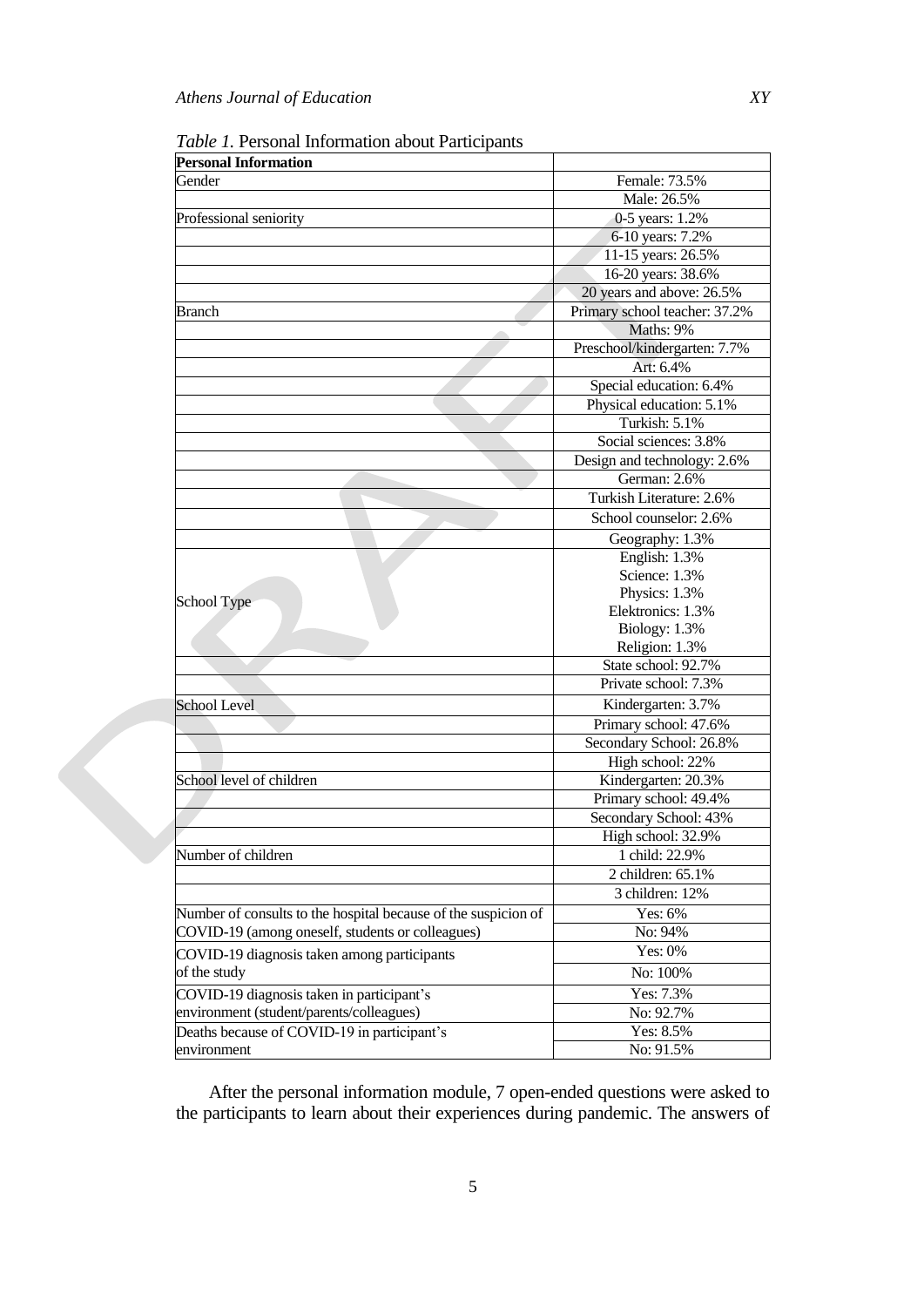*Table 1.* Personal Information about Participants

| **Personal Information** | |
|---|---|
| Gender | Female: 73.5% |
| | Male: 26.5% |
| Professional seniority | 0-5 years: 1.2% |
| | 6-10 years: 7.2% |
| | 11-15 years: 26.5% |
| | 16-20 years: 38.6% |
| | 20 years and above: 26.5% |
| Branch | Primary school teacher: 37.2% |
| | Maths: 9% |
| | Preschool/kindergarten: 7.7% |
| | Art: 6.4% |
| | Special education: 6.4% |
| | Physical education: 5.1% |
| | Turkish: 5.1% |
| | Social sciences: 3.8% |
| | Design and technology: 2.6% |
| | German: 2.6% |
| | Turkish Literature: 2.6% |
| | School counselor: 2.6% |
| | Geography: 1.3% |
| School Type | English: 1.3%<br>Science: 1.3%<br>Physics: 1.3%<br>Elektronics: 1.3%<br>Biology: 1.3%<br>Religion: 1.3% |
| | State school: 92.7% |
| | Private school: 7.3% |
| School Level | Kindergarten: 3.7% |
| | Primary school: 47.6% |
| | Secondary School: 26.8% |
| | High school: 22% |
| School level of children | Kindergarten: 20.3% |
| | Primary school: 49.4% |
| | Secondary School: 43% |
| | High school: 32.9% |
| Number of children | 1 child: 22.9% |
| | 2 children: 65.1% |
| | 3 children: 12% |
| Number of consults to the hospital because of the suspicion of COVID-19 (among oneself, students or colleagues) | Yes: 6% |
| | No: 94% |
| COVID-19 diagnosis taken among participants of the study | Yes: 0% |
| | No: 100% |
| COVID-19 diagnosis taken in participant's environment (student/parents/colleagues) | Yes: 7.3% |
| | No: 92.7% |
| Deaths because of COVID-19 in participant's environment | Yes: 8.5% |
| | No: 91.5% |

After the personal information module, 7 open-ended questions were asked to the participants to learn about their experiences during pandemic. The answers of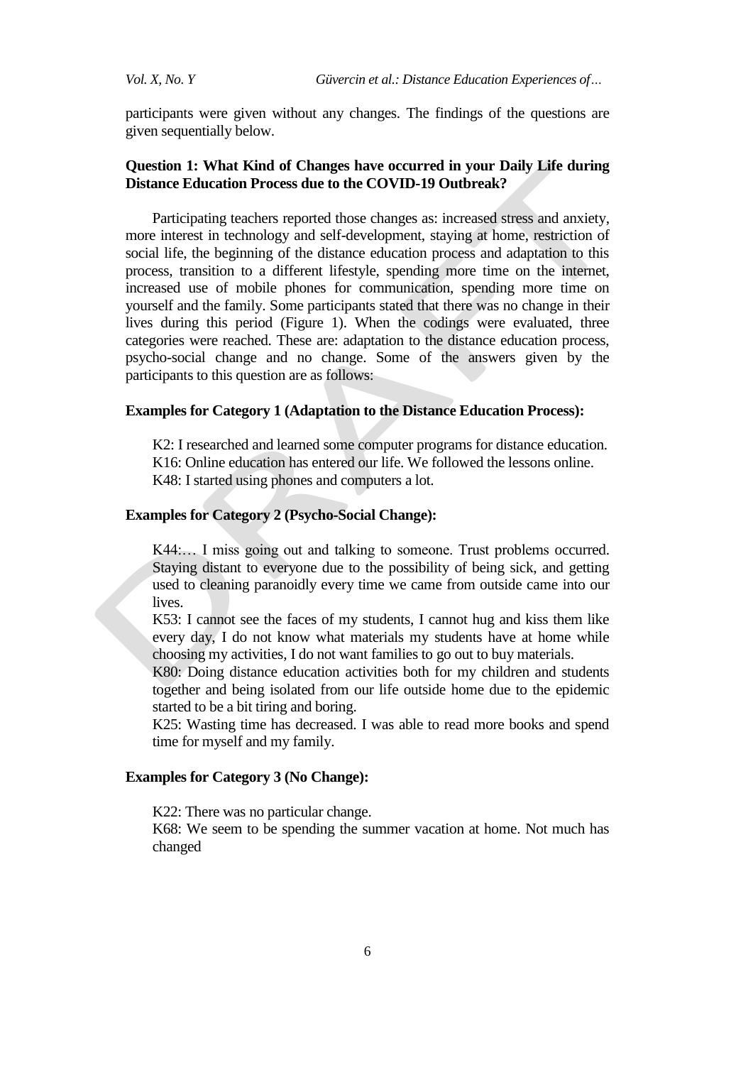participants were given without any changes. The findings of the questions are given sequentially below.

### Question 1: What Kind of Changes have occurred in your Daily Life during Distance Education Process due to the COVID-19 Outbreak?

Participating teachers reported those changes as: increased stress and anxiety, more interest in technology and self-development, staying at home, restriction of social life, the beginning of the distance education process and adaptation to this process, transition to a different lifestyle, spending more time on the internet, increased use of mobile phones for communication, spending more time on yourself and the family. Some participants stated that there was no change in their lives during this period (Figure 1). When the codings were evaluated, three categories were reached. These are: adaptation to the distance education process, psycho-social change and no change. Some of the answers given by the participants to this question are as follows:

**Examples for Category 1 (Adaptation to the Distance Education Process):**

K2: I researched and learned some computer programs for distance education.
K16: Online education has entered our life. We followed the lessons online.
K48: I started using phones and computers a lot.

**Examples for Category 2 (Psycho-Social Change):**

K44:… I miss going out and talking to someone. Trust problems occurred. Staying distant to everyone due to the possibility of being sick, and getting used to cleaning paranoidly every time we came from outside came into our lives.
K53: I cannot see the faces of my students, I cannot hug and kiss them like every day, I do not know what materials my students have at home while choosing my activities, I do not want families to go out to buy materials.
K80: Doing distance education activities both for my children and students together and being isolated from our life outside home due to the epidemic started to be a bit tiring and boring.
K25: Wasting time has decreased. I was able to read more books and spend time for myself and my family.

**Examples for Category 3 (No Change):**

K22: There was no particular change.
K68: We seem to be spending the summer vacation at home. Not much has changed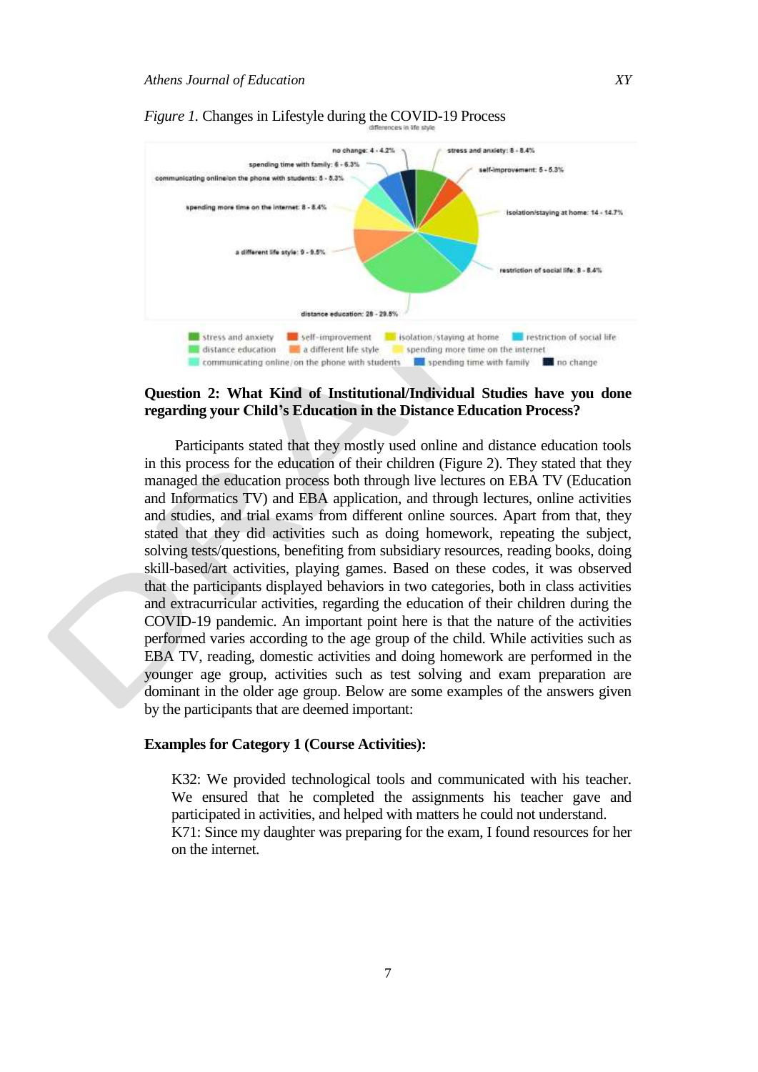*Figure 1.* Changes in Lifestyle during the COVID-19 Process

differences in life style

no change: 4 - 4.2%
stress and anxiety: 8 - 8.4%
spending time with family: 6 - 6.3%
self-improvement: 5 - 5.3%
communicating online/on the phone with students: 6 - 6.3%
spending more time on the internet: 8 - 8.4%
isolation/staying at home: 14 - 14.7%
a different life style: 9 - 9.5%
restriction of social life: 8 - 8.4%
distance education: 28 - 29.5%

stress and anxiety, self-improvement, isolation/staying at home, restriction of social life, distance education, a different life style, spending more time on the internet, communicating online/on the phone with students, spending time with family, no change

**Question 2: What Kind of Institutional/Individual Studies have you done regarding your Child's Education in the Distance Education Process?**

Participants stated that they mostly used online and distance education tools in this process for the education of their children (Figure 2). They stated that they managed the education process both through live lectures on EBA TV (Education and Informatics TV) and EBA application, and through lectures, online activities and studies, and trial exams from different online sources. Apart from that, they stated that they did activities such as doing homework, repeating the subject, solving tests/questions, benefiting from subsidiary resources, reading books, doing skill-based/art activities, playing games. Based on these codes, it was observed that the participants displayed behaviors in two categories, both in class activities and extracurricular activities, regarding the education of their children during the COVID-19 pandemic. An important point here is that the nature of the activities performed varies according to the age group of the child. While activities such as EBA TV, reading, domestic activities and doing homework are performed in the younger age group, activities such as test solving and exam preparation are dominant in the older age group. Below are some examples of the answers given by the participants that are deemed important:

**Examples for Category 1 (Course Activities):**

> K32: We provided technological tools and communicated with his teacher. We ensured that he completed the assignments his teacher gave and participated in activities, and helped with matters he could not understand.
> K71: Since my daughter was preparing for the exam, I found resources for her on the internet.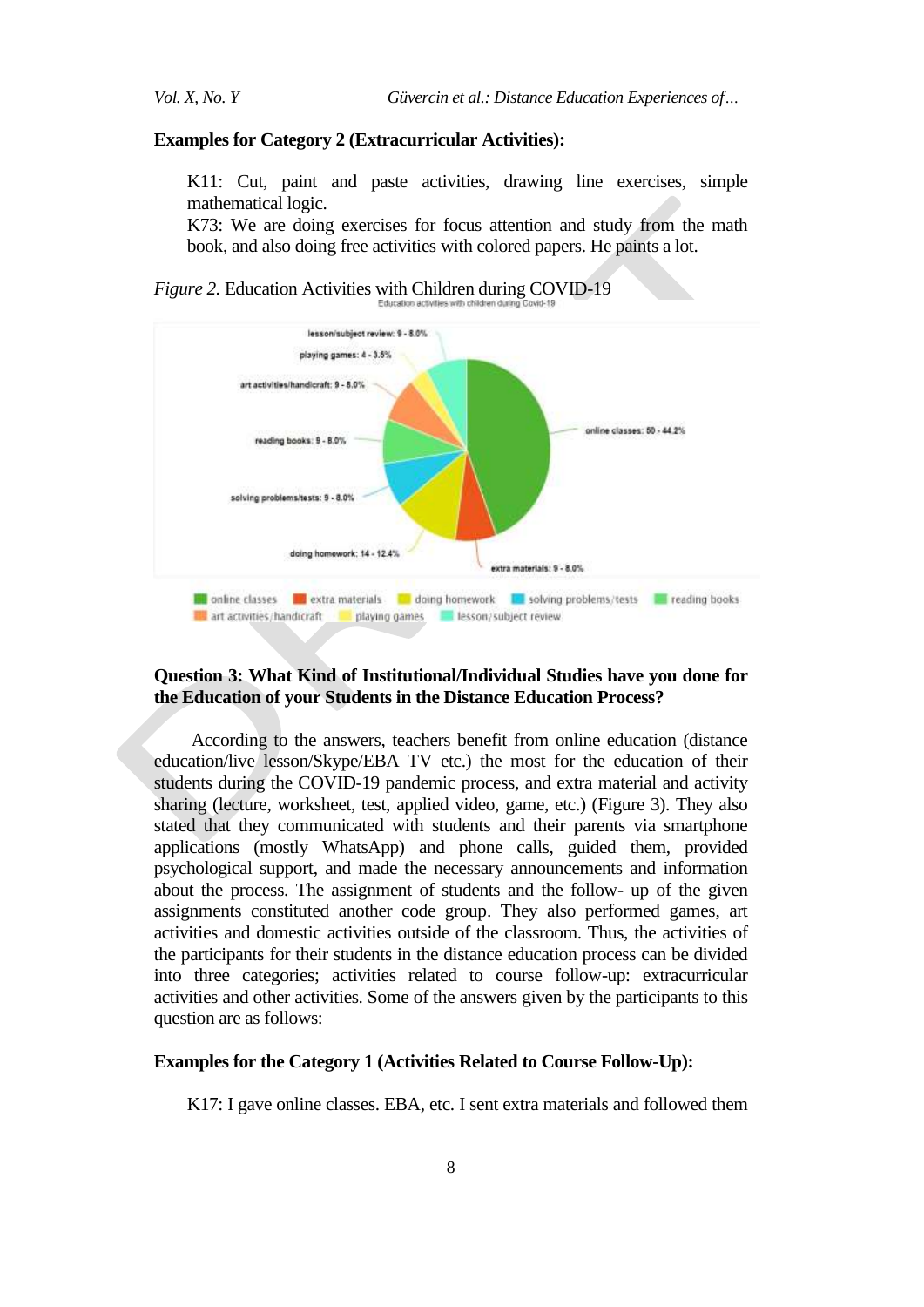**Examples for Category 2 (Extracurricular Activities):**

> K11: Cut, paint and paste activities, drawing line exercises, simple mathematical logic.
> K73: We are doing exercises for focus attention and study from the math book, and also doing free activities with colored papers. He paints a lot.

*Figure 2.* Education Activities with Children during COVID-19

Education activities with children during Covid-19

lesson/subject review: 9 - 8.0%
playing games: 4 - 3.5%
art activities/handicraft: 9 - 8.0%
reading books: 9 - 8.0%
solving problems/tests: 9 - 8.0%
doing homework: 14 - 12.4%
extra materials: 9 - 8.0%
online classes: 50 - 44.2%

online classes, extra materials, doing homework, solving problems/tests, reading books, art activities/handicraft, playing games, lesson/subject review

**Question 3: What Kind of Institutional/Individual Studies have you done for the Education of your Students in the Distance Education Process?**

According to the answers, teachers benefit from online education (distance education/live lesson/Skype/EBA TV etc.) the most for the education of their students during the COVID-19 pandemic process, and extra material and activity sharing (lecture, worksheet, test, applied video, game, etc.) (Figure 3). They also stated that they communicated with students and their parents via smartphone applications (mostly WhatsApp) and phone calls, guided them, provided psychological support, and made the necessary announcements and information about the process. The assignment of students and the follow- up of the given assignments constituted another code group. They also performed games, art activities and domestic activities outside of the classroom. Thus, the activities of the participants for their students in the distance education process can be divided into three categories; activities related to course follow-up: extracurricular activities and other activities. Some of the answers given by the participants to this question are as follows:

**Examples for the Category 1 (Activities Related to Course Follow-Up):**

> K17: I gave online classes. EBA, etc. I sent extra materials and followed them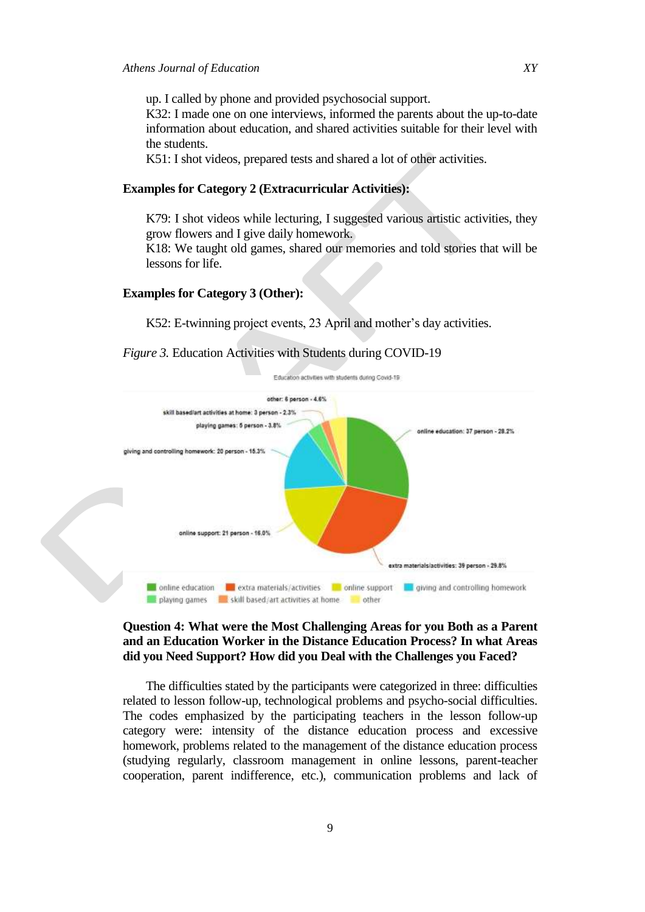up. I called by phone and provided psychosocial support.

K32: I made one on one interviews, informed the parents about the up-to-date information about education, and shared activities suitable for their level with the students.

K51: I shot videos, prepared tests and shared a lot of other activities.

**Examples for Category 2 (Extracurricular Activities):**

K79: I shot videos while lecturing, I suggested various artistic activities, they grow flowers and I give daily homework.

K18: We taught old games, shared our memories and told stories that will be lessons for life.

**Examples for Category 3 (Other):**

K52: E-twinning project events, 23 April and mother's day activities.

*Figure 3.* Education Activities with Students during COVID-19

Education activities with students during Covid-19

other: 6 person - 4.6%

skill based/art activities at home: 3 person - 2.3%

playing games: 5 person - 3.8%

online education: 37 person - 28.2%

giving and controlling homework: 20 person - 15.3%

online support: 21 person - 16.0%

extra materials/activities: 39 person - 29.8%

online education, extra materials/activities, online support, giving and controlling homework, playing games, skill based/art activities at home, other

**Question 4: What were the Most Challenging Areas for you Both as a Parent and an Education Worker in the Distance Education Process? In what Areas did you Need Support? How did you Deal with the Challenges you Faced?**

The difficulties stated by the participants were categorized in three: difficulties related to lesson follow-up, technological problems and psycho-social difficulties. The codes emphasized by the participating teachers in the lesson follow-up category were: intensity of the distance education process and excessive homework, problems related to the management of the distance education process (studying regularly, classroom management in online lessons, parent-teacher cooperation, parent indifference, etc.), communication problems and lack of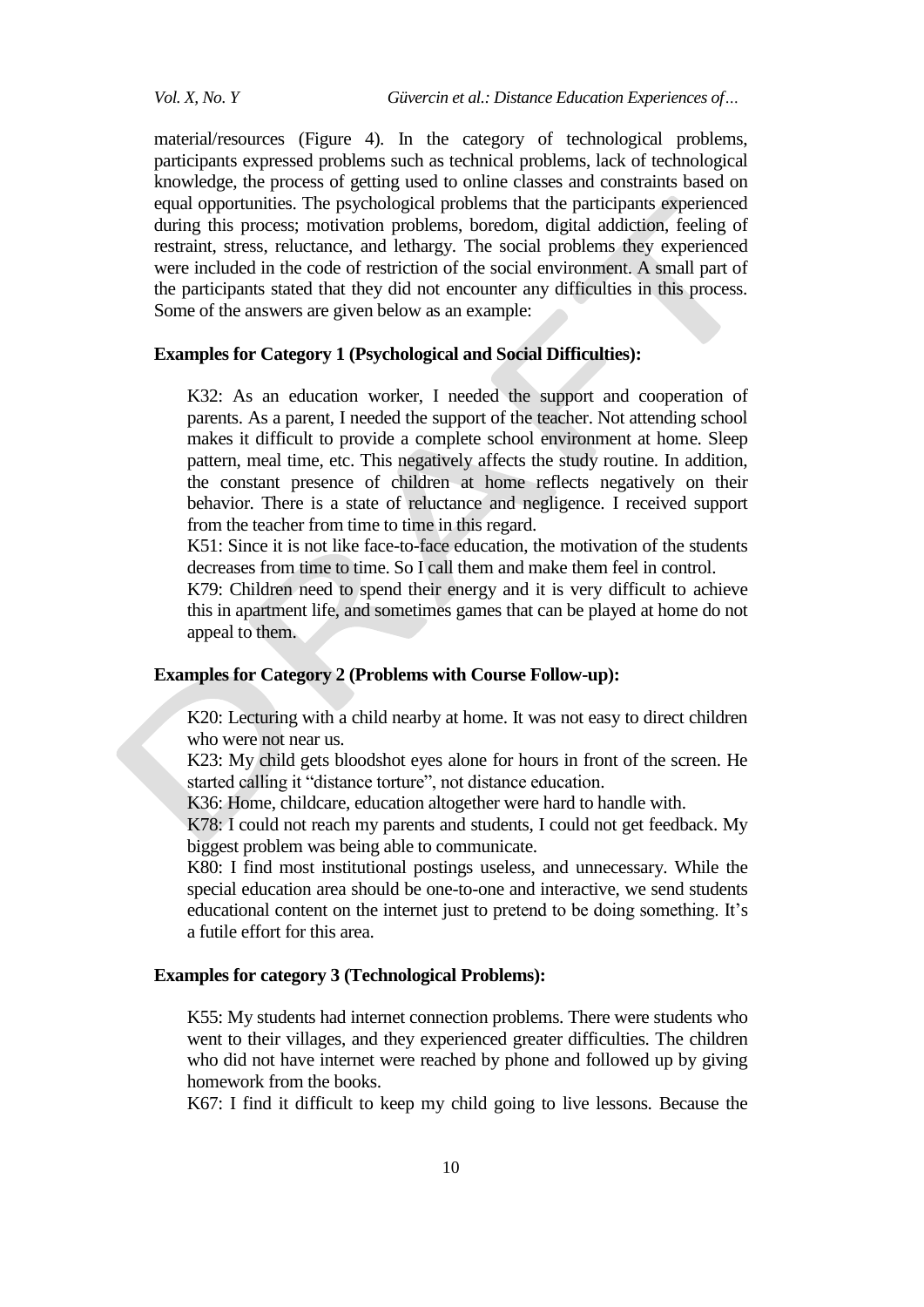material/resources (Figure 4). In the category of technological problems, participants expressed problems such as technical problems, lack of technological knowledge, the process of getting used to online classes and constraints based on equal opportunities. The psychological problems that the participants experienced during this process; motivation problems, boredom, digital addiction, feeling of restraint, stress, reluctance, and lethargy. The social problems they experienced were included in the code of restriction of the social environment. A small part of the participants stated that they did not encounter any difficulties in this process. Some of the answers are given below as an example:

**Examples for Category 1 (Psychological and Social Difficulties):**

> K32: As an education worker, I needed the support and cooperation of parents. As a parent, I needed the support of the teacher. Not attending school makes it difficult to provide a complete school environment at home. Sleep pattern, meal time, etc. This negatively affects the study routine. In addition, the constant presence of children at home reflects negatively on their behavior. There is a state of reluctance and negligence. I received support from the teacher from time to time in this regard.
> K51: Since it is not like face-to-face education, the motivation of the students decreases from time to time. So I call them and make them feel in control.
> K79: Children need to spend their energy and it is very difficult to achieve this in apartment life, and sometimes games that can be played at home do not appeal to them.

**Examples for Category 2 (Problems with Course Follow-up):**

> K20: Lecturing with a child nearby at home. It was not easy to direct children who were not near us.
> K23: My child gets bloodshot eyes alone for hours in front of the screen. He started calling it "distance torture", not distance education.
> K36: Home, childcare, education altogether were hard to handle with.
> K78: I could not reach my parents and students, I could not get feedback. My biggest problem was being able to communicate.
> K80: I find most institutional postings useless, and unnecessary. While the special education area should be one-to-one and interactive, we send students educational content on the internet just to pretend to be doing something. It's a futile effort for this area.

**Examples for category 3 (Technological Problems):**

> K55: My students had internet connection problems. There were students who went to their villages, and they experienced greater difficulties. The children who did not have internet were reached by phone and followed up by giving homework from the books.
> K67: I find it difficult to keep my child going to live lessons. Because the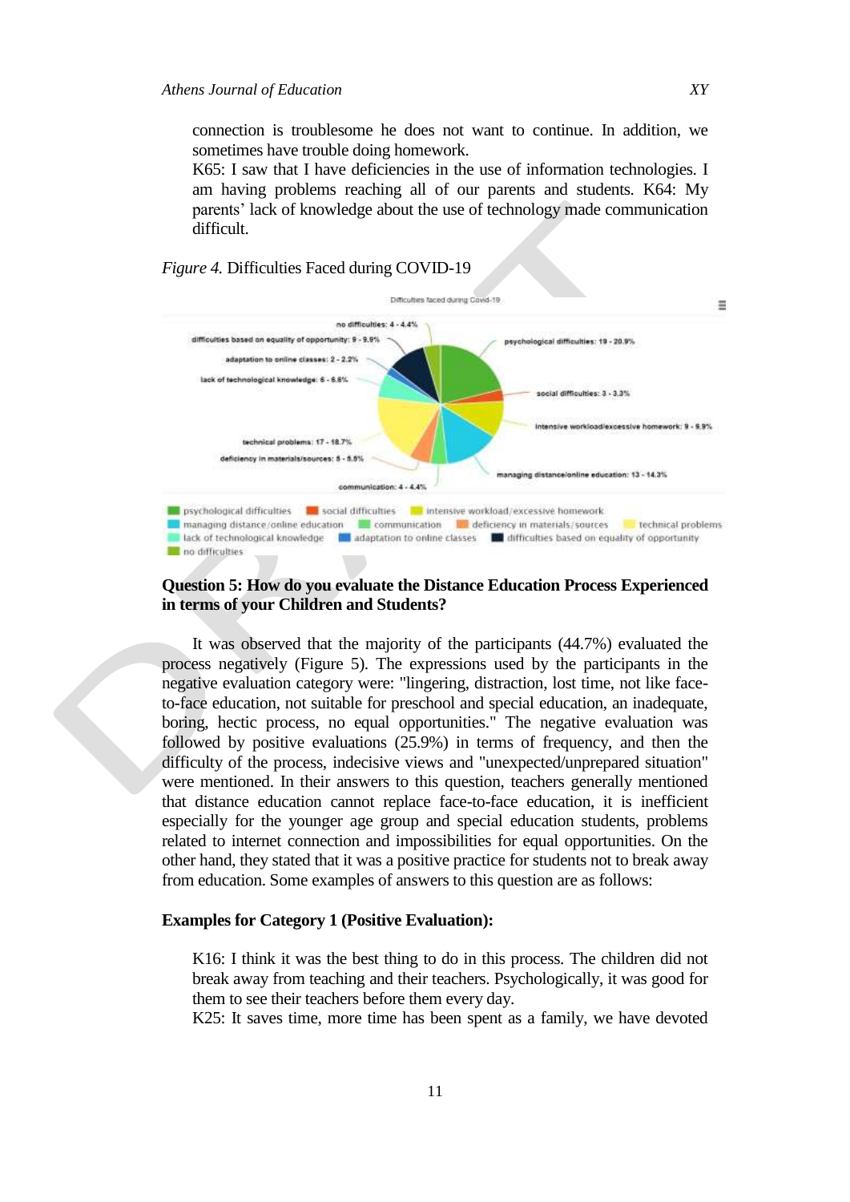connection is troublesome he does not want to continue. In addition, we sometimes have trouble doing homework.

K65: I saw that I have deficiencies in the use of information technologies. I am having problems reaching all of our parents and students. K64: My parents' lack of knowledge about the use of technology made communication difficult.

*Figure 4.* Difficulties Faced during COVID-19

Difficulties faced during Covid-19

no difficulties: 4 - 4.4%
difficulties based on equality of opportunity: 9 - 9.9%
adaptation to online classes: 2 - 2.2%
lack of technological knowledge: 6 - 6.6%
technical problems: 17 - 18.7%
deficiency in materials/sources: 5 - 5.5%
communication: 4 - 4.4%
psychological difficulties: 19 - 20.9%
social difficulties: 3 - 3.3%
intensive workload/excessive homework: 9 - 9.9%
managing distance/online education: 13 - 14.3%

psychological difficulties, social difficulties, intensive workload/excessive homework, managing distance/online education, communication, deficiency in materials/sources, technical problems, lack of technological knowledge, adaptation to online classes, difficulties based on equality of opportunity, no difficulties

**Question 5: How do you evaluate the Distance Education Process Experienced in terms of your Children and Students?**

It was observed that the majority of the participants (44.7%) evaluated the process negatively (Figure 5). The expressions used by the participants in the negative evaluation category were: "lingering, distraction, lost time, not like face-to-face education, not suitable for preschool and special education, an inadequate, boring, hectic process, no equal opportunities." The negative evaluation was followed by positive evaluations (25.9%) in terms of frequency, and then the difficulty of the process, indecisive views and "unexpected/unprepared situation" were mentioned. In their answers to this question, teachers generally mentioned that distance education cannot replace face-to-face education, it is inefficient especially for the younger age group and special education students, problems related to internet connection and impossibilities for equal opportunities. On the other hand, they stated that it was a positive practice for students not to break away from education. Some examples of answers to this question are as follows:

**Examples for Category 1 (Positive Evaluation):**

K16: I think it was the best thing to do in this process. The children did not break away from teaching and their teachers. Psychologically, it was good for them to see their teachers before them every day.

K25: It saves time, more time has been spent as a family, we have devoted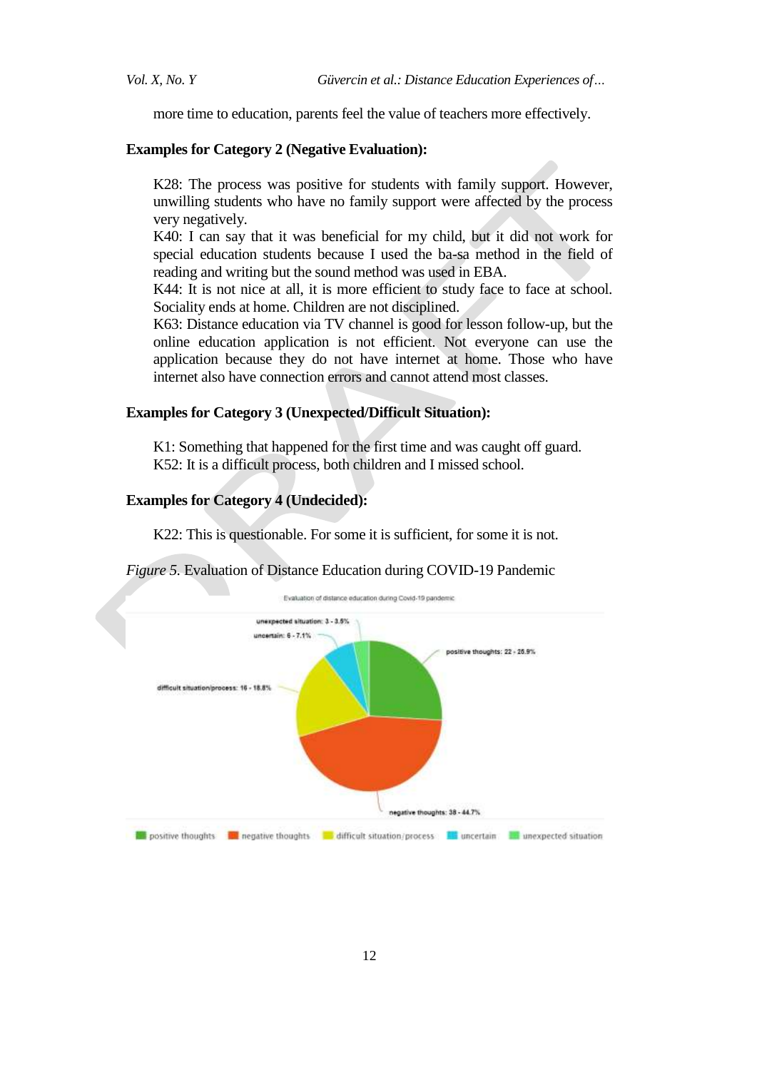more time to education, parents feel the value of teachers more effectively.

**Examples for Category 2 (Negative Evaluation):**

> K28: The process was positive for students with family support. However, unwilling students who have no family support were affected by the process very negatively.
> K40: I can say that it was beneficial for my child, but it did not work for special education students because I used the ba-sa method in the field of reading and writing but the sound method was used in EBA.
> K44: It is not nice at all, it is more efficient to study face to face at school. Sociality ends at home. Children are not disciplined.
> K63: Distance education via TV channel is good for lesson follow-up, but the online education application is not efficient. Not everyone can use the application because they do not have internet at home. Those who have internet also have connection errors and cannot attend most classes.

**Examples for Category 3 (Unexpected/Difficult Situation):**

> K1: Something that happened for the first time and was caught off guard.
> K52: It is a difficult process, both children and I missed school.

**Examples for Category 4 (Undecided):**

> K22: This is questionable. For some it is sufficient, for some it is not.

*Figure 5.* Evaluation of Distance Education during COVID-19 Pandemic

Evaluation of distance education during Covid-19 pandemic

unexpected situation: 3 - 3.5%
uncertain: 6 - 7.1%
positive thoughts: 22 - 25.9%
difficult situation/process: 16 - 18.8%
negative thoughts: 38 - 44.7%

positive thoughts
negative thoughts
difficult situation/process
uncertain
unexpected situation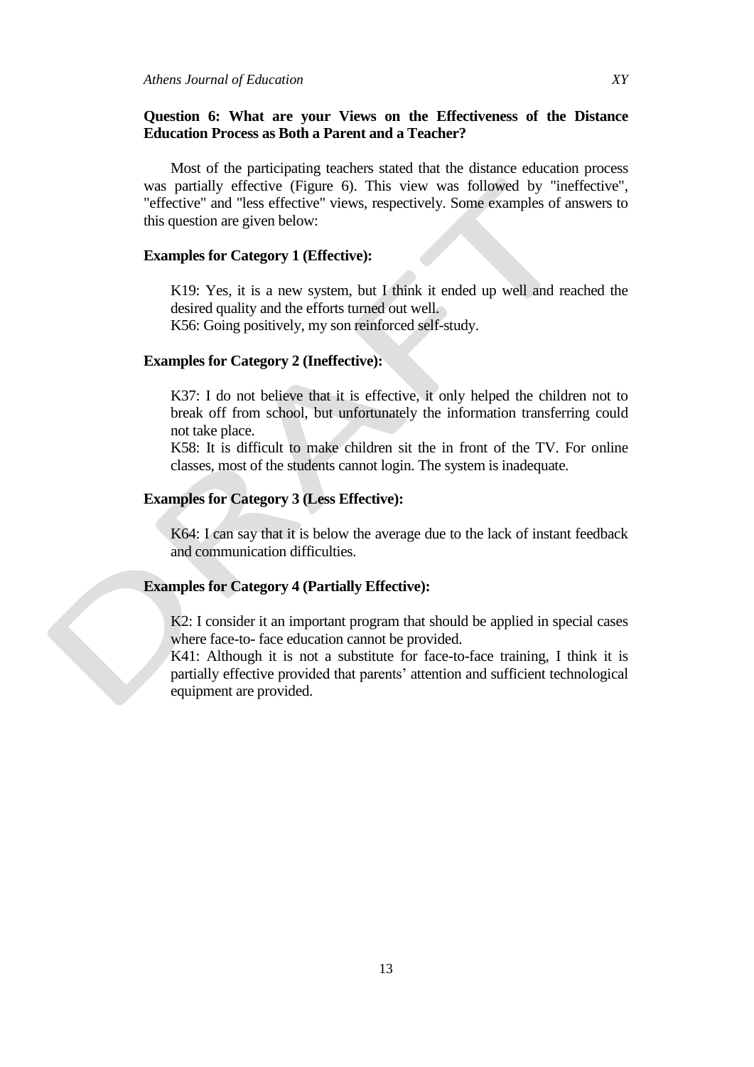**Question 6: What are your Views on the Effectiveness of the Distance Education Process as Both a Parent and a Teacher?**

Most of the participating teachers stated that the distance education process was partially effective (Figure 6). This view was followed by "ineffective", "effective" and "less effective" views, respectively. Some examples of answers to this question are given below:

**Examples for Category 1 (Effective):**

> K19: Yes, it is a new system, but I think it ended up well and reached the desired quality and the efforts turned out well.
> K56: Going positively, my son reinforced self-study.

**Examples for Category 2 (Ineffective):**

> K37: I do not believe that it is effective, it only helped the children not to break off from school, but unfortunately the information transferring could not take place.
> K58: It is difficult to make children sit the in front of the TV. For online classes, most of the students cannot login. The system is inadequate.

**Examples for Category 3 (Less Effective):**

> K64: I can say that it is below the average due to the lack of instant feedback and communication difficulties.

**Examples for Category 4 (Partially Effective):**

> K2: I consider it an important program that should be applied in special cases where face-to- face education cannot be provided.
> K41: Although it is not a substitute for face-to-face training, I think it is partially effective provided that parents' attention and sufficient technological equipment are provided.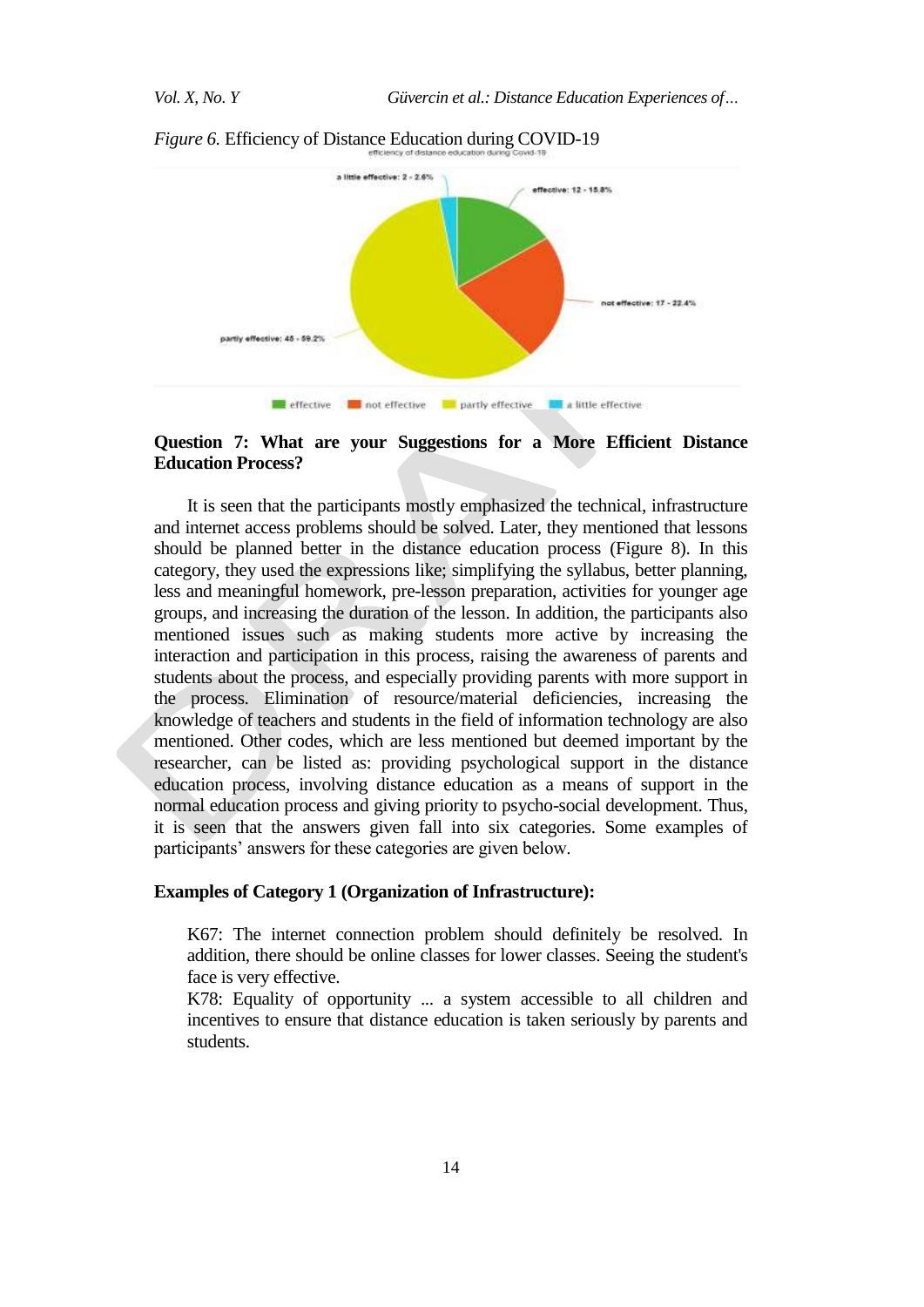*Figure 6.* Efficiency of Distance Education during COVID-19

efficiency of distance education during Covid-19

a little effective: 2 - 2.6%

effective: 12 - 15.8%

not effective: 17 - 22.4%

partly effective: 45 - 59.2%

effective | not effective | partly effective | a little effective

### Question 7: What are your Suggestions for a More Efficient Distance Education Process?

It is seen that the participants mostly emphasized the technical, infrastructure and internet access problems should be solved. Later, they mentioned that lessons should be planned better in the distance education process (Figure 8). In this category, they used the expressions like; simplifying the syllabus, better planning, less and meaningful homework, pre-lesson preparation, activities for younger age groups, and increasing the duration of the lesson. In addition, the participants also mentioned issues such as making students more active by increasing the interaction and participation in this process, raising the awareness of parents and students about the process, and especially providing parents with more support in the process. Elimination of resource/material deficiencies, increasing the knowledge of teachers and students in the field of information technology are also mentioned. Other codes, which are less mentioned but deemed important by the researcher, can be listed as: providing psychological support in the distance education process, involving distance education as a means of support in the normal education process and giving priority to psycho-social development. Thus, it is seen that the answers given fall into six categories. Some examples of participants' answers for these categories are given below.

#### Examples of Category 1 (Organization of Infrastructure):

K67: The internet connection problem should definitely be resolved. In addition, there should be online classes for lower classes. Seeing the student's face is very effective.

K78: Equality of opportunity ... a system accessible to all children and incentives to ensure that distance education is taken seriously by parents and students.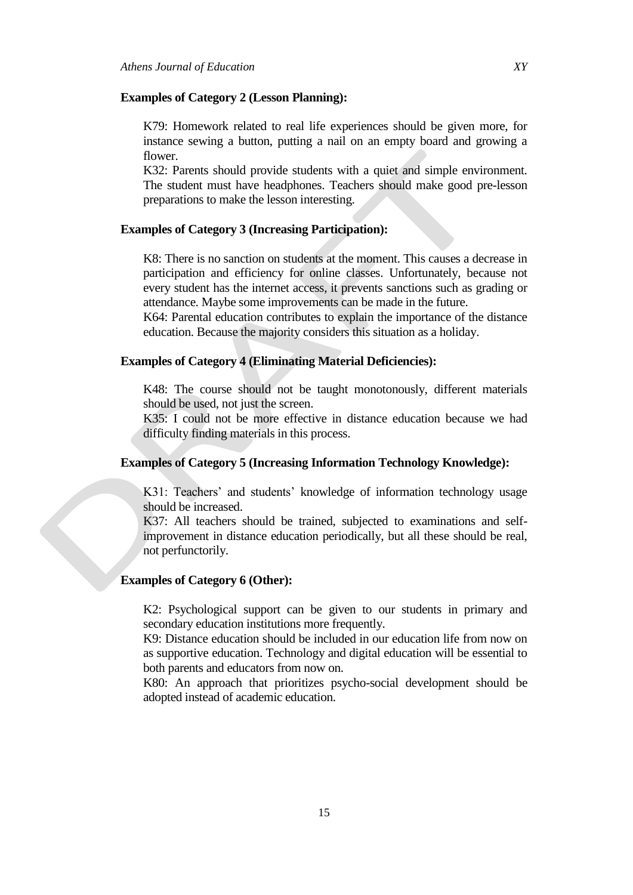**Examples of Category 2 (Lesson Planning):**

K79: Homework related to real life experiences should be given more, for instance sewing a button, putting a nail on an empty board and growing a flower.
K32: Parents should provide students with a quiet and simple environment. The student must have headphones. Teachers should make good pre-lesson preparations to make the lesson interesting.

**Examples of Category 3 (Increasing Participation):**

K8: There is no sanction on students at the moment. This causes a decrease in participation and efficiency for online classes. Unfortunately, because not every student has the internet access, it prevents sanctions such as grading or attendance. Maybe some improvements can be made in the future.
K64: Parental education contributes to explain the importance of the distance education. Because the majority considers this situation as a holiday.

**Examples of Category 4 (Eliminating Material Deficiencies):**

K48: The course should not be taught monotonously, different materials should be used, not just the screen.
K35: I could not be more effective in distance education because we had difficulty finding materials in this process.

**Examples of Category 5 (Increasing Information Technology Knowledge):**

K31: Teachers' and students' knowledge of information technology usage should be increased.
K37: All teachers should be trained, subjected to examinations and self-improvement in distance education periodically, but all these should be real, not perfunctorily.

**Examples of Category 6 (Other):**

K2: Psychological support can be given to our students in primary and secondary education institutions more frequently.
K9: Distance education should be included in our education life from now on as supportive education. Technology and digital education will be essential to both parents and educators from now on.
K80: An approach that prioritizes psycho-social development should be adopted instead of academic education.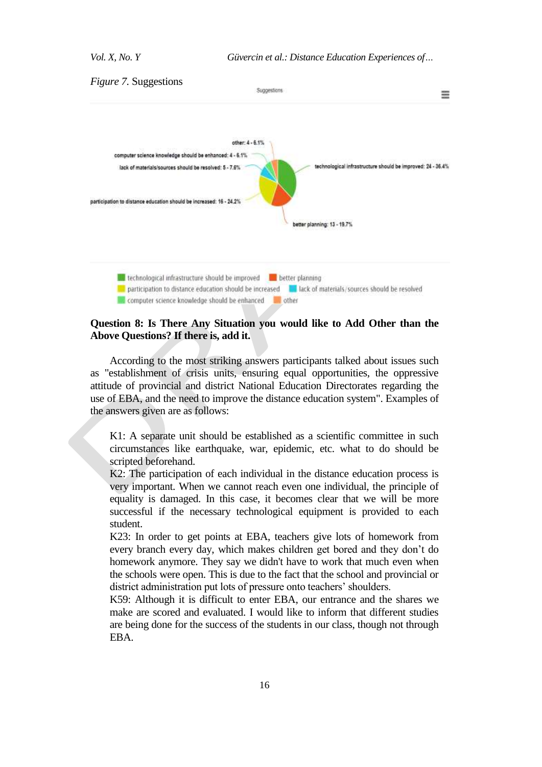*Figure 7*. Suggestions

Suggestions

other: 4 - 6.1%
computer science knowledge should be enhanced: 4 - 6.1%
lack of materials/sources should be resolved: 5 - 7.6%
participation to distance education should be increased: 16 - 24.2%
technological infrastructure should be improved: 24 - 36.4%
better planning: 13 - 19.7%

technological infrastructure should be improved
better planning
participation to distance education should be increased
lack of materials/sources should be resolved
computer science knowledge should be enhanced
other

**Question 8: Is There Any Situation you would like to Add Other than the Above Questions? If there is, add it.**

According to the most striking answers participants talked about issues such as "establishment of crisis units, ensuring equal opportunities, the oppressive attitude of provincial and district National Education Directorates regarding the use of EBA, and the need to improve the distance education system". Examples of the answers given are as follows:

> K1: A separate unit should be established as a scientific committee in such circumstances like earthquake, war, epidemic, etc. what to do should be scripted beforehand.
>
> K2: The participation of each individual in the distance education process is very important. When we cannot reach even one individual, the principle of equality is damaged. In this case, it becomes clear that we will be more successful if the necessary technological equipment is provided to each student.
>
> K23: In order to get points at EBA, teachers give lots of homework from every branch every day, which makes children get bored and they don't do homework anymore. They say we didn't have to work that much even when the schools were open. This is due to the fact that the school and provincial or district administration put lots of pressure onto teachers' shoulders.
>
> K59: Although it is difficult to enter EBA, our entrance and the shares we make are scored and evaluated. I would like to inform that different studies are being done for the success of the students in our class, though not through EBA.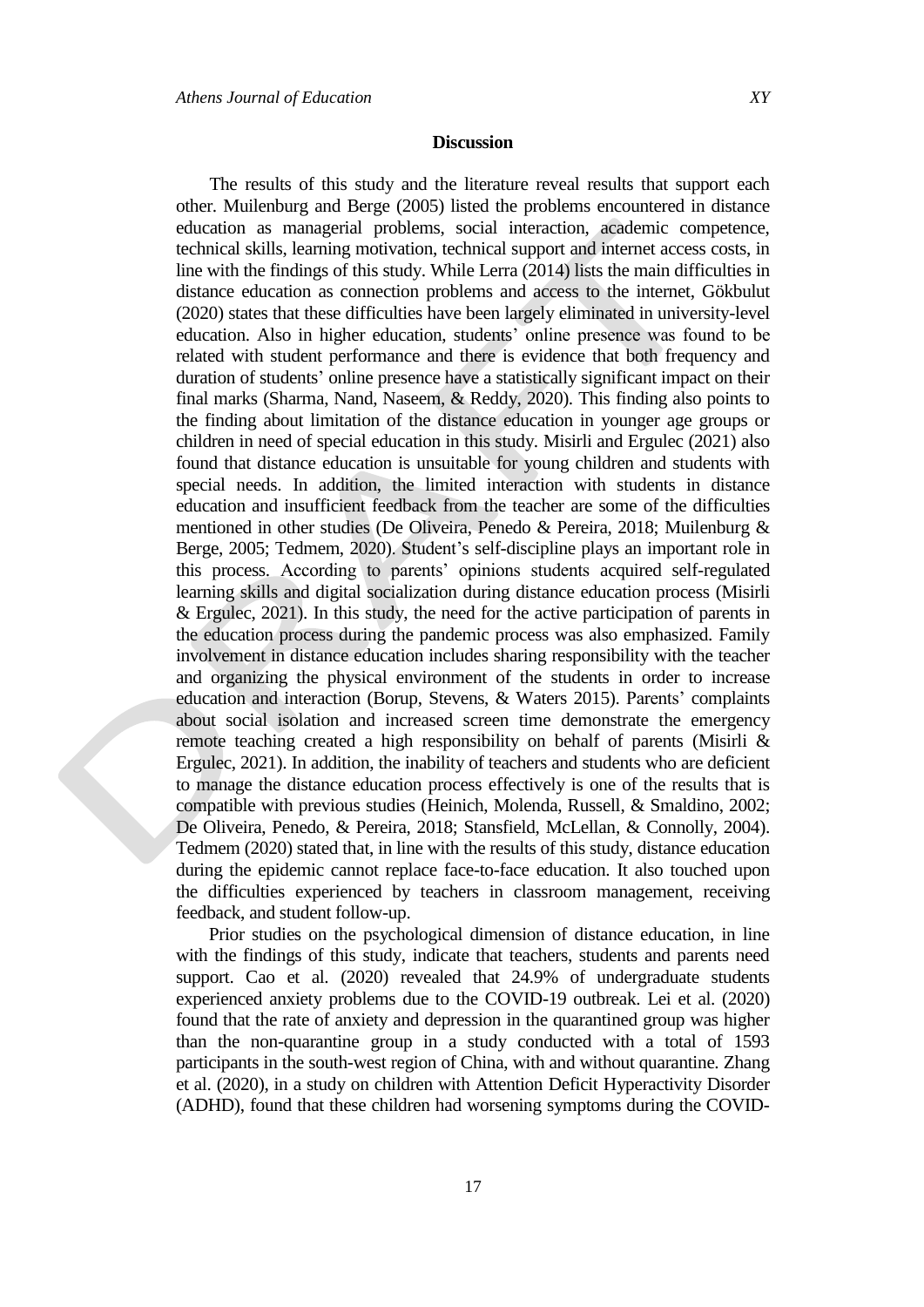## Discussion

The results of this study and the literature reveal results that support each other. Muilenburg and Berge (2005) listed the problems encountered in distance education as managerial problems, social interaction, academic competence, technical skills, learning motivation, technical support and internet access costs, in line with the findings of this study. While Lerra (2014) lists the main difficulties in distance education as connection problems and access to the internet, Gökbulut (2020) states that these difficulties have been largely eliminated in university-level education. Also in higher education, students' online presence was found to be related with student performance and there is evidence that both frequency and duration of students' online presence have a statistically significant impact on their final marks (Sharma, Nand, Naseem, & Reddy, 2020). This finding also points to the finding about limitation of the distance education in younger age groups or children in need of special education in this study. Misirli and Ergulec (2021) also found that distance education is unsuitable for young children and students with special needs. In addition, the limited interaction with students in distance education and insufficient feedback from the teacher are some of the difficulties mentioned in other studies (De Oliveira, Penedo & Pereira, 2018; Muilenburg & Berge, 2005; Tedmem, 2020). Student's self-discipline plays an important role in this process. According to parents' opinions students acquired self-regulated learning skills and digital socialization during distance education process (Misirli & Ergulec, 2021). In this study, the need for the active participation of parents in the education process during the pandemic process was also emphasized. Family involvement in distance education includes sharing responsibility with the teacher and organizing the physical environment of the students in order to increase education and interaction (Borup, Stevens, & Waters 2015). Parents' complaints about social isolation and increased screen time demonstrate the emergency remote teaching created a high responsibility on behalf of parents (Misirli & Ergulec, 2021). In addition, the inability of teachers and students who are deficient to manage the distance education process effectively is one of the results that is compatible with previous studies (Heinich, Molenda, Russell, & Smaldino, 2002; De Oliveira, Penedo, & Pereira, 2018; Stansfield, McLellan, & Connolly, 2004). Tedmem (2020) stated that, in line with the results of this study, distance education during the epidemic cannot replace face-to-face education. It also touched upon the difficulties experienced by teachers in classroom management, receiving feedback, and student follow-up.

Prior studies on the psychological dimension of distance education, in line with the findings of this study, indicate that teachers, students and parents need support. Cao et al. (2020) revealed that 24.9% of undergraduate students experienced anxiety problems due to the COVID-19 outbreak. Lei et al. (2020) found that the rate of anxiety and depression in the quarantined group was higher than the non-quarantine group in a study conducted with a total of 1593 participants in the south-west region of China, with and without quarantine. Zhang et al. (2020), in a study on children with Attention Deficit Hyperactivity Disorder (ADHD), found that these children had worsening symptoms during the COVID-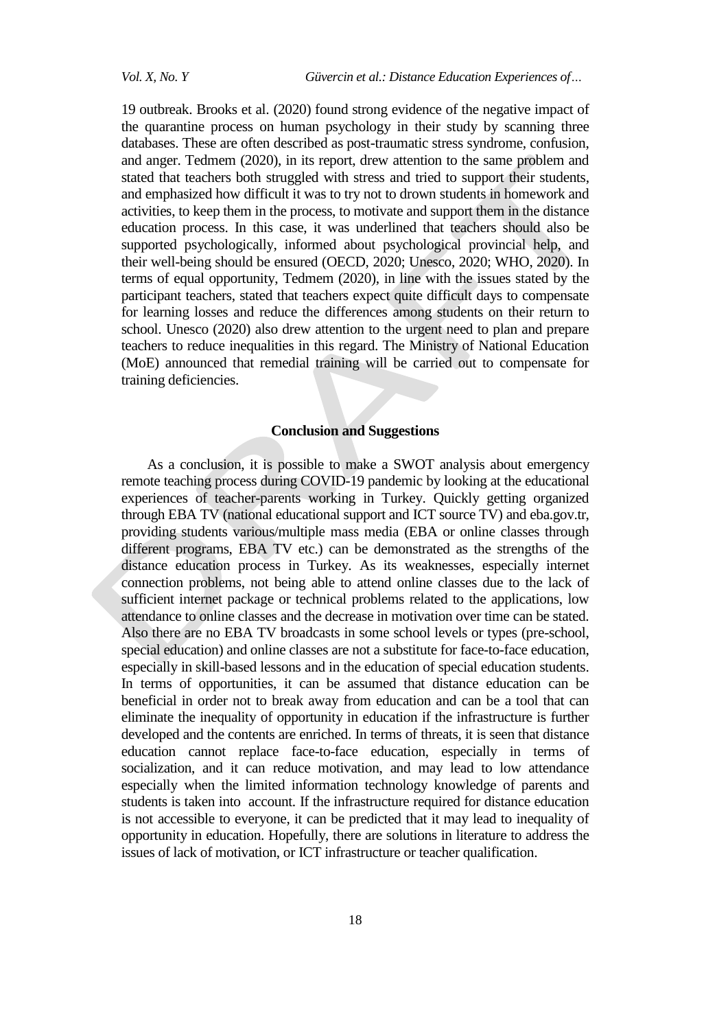19 outbreak. Brooks et al. (2020) found strong evidence of the negative impact of the quarantine process on human psychology in their study by scanning three databases. These are often described as post-traumatic stress syndrome, confusion, and anger. Tedmem (2020), in its report, drew attention to the same problem and stated that teachers both struggled with stress and tried to support their students, and emphasized how difficult it was to try not to drown students in homework and activities, to keep them in the process, to motivate and support them in the distance education process. In this case, it was underlined that teachers should also be supported psychologically, informed about psychological provincial help, and their well-being should be ensured (OECD, 2020; Unesco, 2020; WHO, 2020). In terms of equal opportunity, Tedmem (2020), in line with the issues stated by the participant teachers, stated that teachers expect quite difficult days to compensate for learning losses and reduce the differences among students on their return to school. Unesco (2020) also drew attention to the urgent need to plan and prepare teachers to reduce inequalities in this regard. The Ministry of National Education (MoE) announced that remedial training will be carried out to compensate for training deficiencies.

## Conclusion and Suggestions

As a conclusion, it is possible to make a SWOT analysis about emergency remote teaching process during COVID-19 pandemic by looking at the educational experiences of teacher-parents working in Turkey. Quickly getting organized through EBA TV (national educational support and ICT source TV) and eba.gov.tr, providing students various/multiple mass media (EBA or online classes through different programs, EBA TV etc.) can be demonstrated as the strengths of the distance education process in Turkey. As its weaknesses, especially internet connection problems, not being able to attend online classes due to the lack of sufficient internet package or technical problems related to the applications, low attendance to online classes and the decrease in motivation over time can be stated. Also there are no EBA TV broadcasts in some school levels or types (pre-school, special education) and online classes are not a substitute for face-to-face education, especially in skill-based lessons and in the education of special education students. In terms of opportunities, it can be assumed that distance education can be beneficial in order not to break away from education and can be a tool that can eliminate the inequality of opportunity in education if the infrastructure is further developed and the contents are enriched. In terms of threats, it is seen that distance education cannot replace face-to-face education, especially in terms of socialization, and it can reduce motivation, and may lead to low attendance especially when the limited information technology knowledge of parents and students is taken into account. If the infrastructure required for distance education is not accessible to everyone, it can be predicted that it may lead to inequality of opportunity in education. Hopefully, there are solutions in literature to address the issues of lack of motivation, or ICT infrastructure or teacher qualification.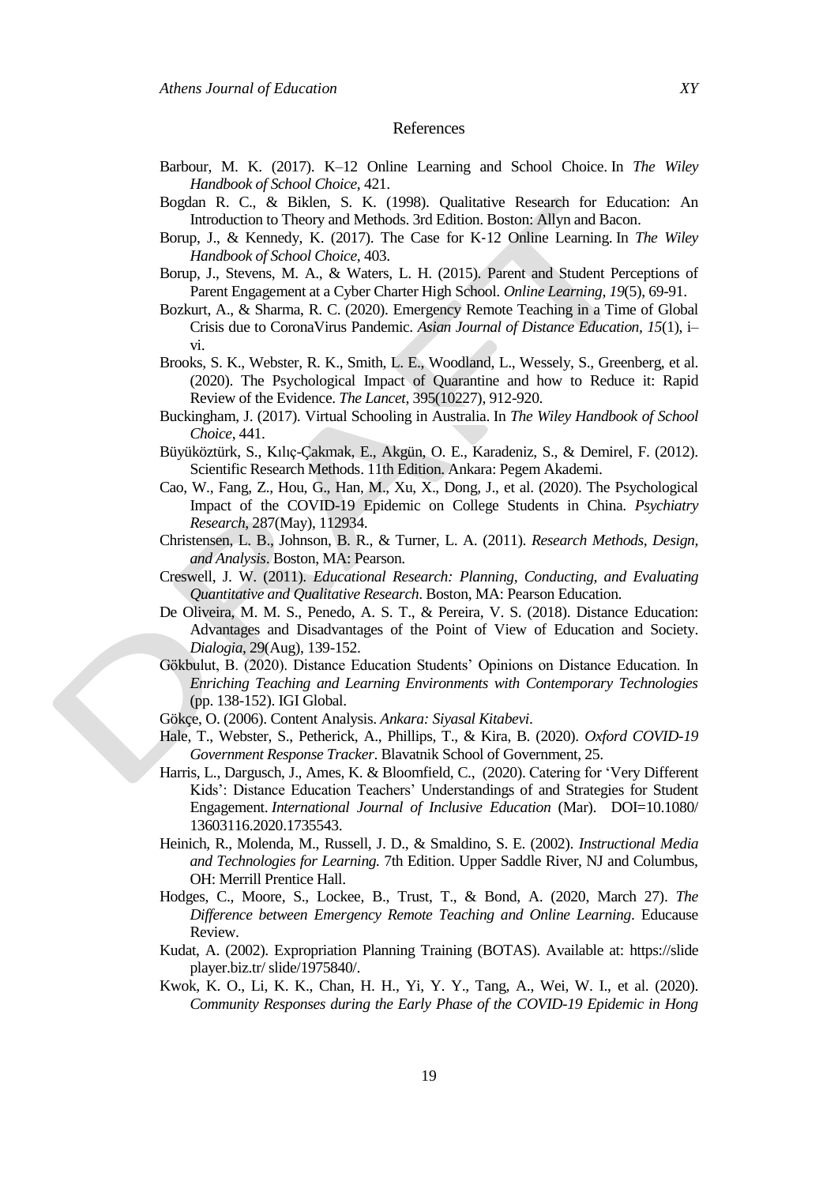## References

Barbour, M. K. (2017). K–12 Online Learning and School Choice. In *The Wiley Handbook of School Choice*, 421.

Bogdan R. C., & Biklen, S. K. (1998). Qualitative Research for Education: An Introduction to Theory and Methods. 3rd Edition. Boston: Allyn and Bacon.

Borup, J., & Kennedy, K. (2017). The Case for K-12 Online Learning. In *The Wiley Handbook of School Choice*, 403.

Borup, J., Stevens, M. A., & Waters, L. H. (2015). Parent and Student Perceptions of Parent Engagement at a Cyber Charter High School. *Online Learning*, *19*(5), 69-91.

Bozkurt, A., & Sharma, R. C. (2020). Emergency Remote Teaching in a Time of Global Crisis due to CoronaVirus Pandemic. *Asian Journal of Distance Education*, *15*(1), i–vi.

Brooks, S. K., Webster, R. K., Smith, L. E., Woodland, L., Wessely, S., Greenberg, et al. (2020). The Psychological Impact of Quarantine and how to Reduce it: Rapid Review of the Evidence. *The Lancet*, 395(10227), 912-920.

Buckingham, J. (2017). Virtual Schooling in Australia. In *The Wiley Handbook of School Choice*, 441.

Büyüköztürk, S., Kılıç-Çakmak, E., Akgün, O. E., Karadeniz, S., & Demirel, F. (2012). Scientific Research Methods. 11th Edition. Ankara: Pegem Akademi.

Cao, W., Fang, Z., Hou, G., Han, M., Xu, X., Dong, J., et al. (2020). The Psychological Impact of the COVID-19 Epidemic on College Students in China. *Psychiatry Research*, 287(May), 112934.

Christensen, L. B., Johnson, B. R., & Turner, L. A. (2011). *Research Methods, Design, and Analysis*. Boston, MA: Pearson.

Creswell, J. W. (2011). *Educational Research: Planning, Conducting, and Evaluating Quantitative and Qualitative Research*. Boston, MA: Pearson Education.

De Oliveira, M. M. S., Penedo, A. S. T., & Pereira, V. S. (2018). Distance Education: Advantages and Disadvantages of the Point of View of Education and Society. *Dialogia*, 29(Aug), 139-152.

Gökbulut, B. (2020). Distance Education Students' Opinions on Distance Education. In *Enriching Teaching and Learning Environments with Contemporary Technologies* (pp. 138-152). IGI Global.

Gökçe, O. (2006). Content Analysis. *Ankara: Siyasal Kitabevi*.

Hale, T., Webster, S., Petherick, A., Phillips, T., & Kira, B. (2020). *Oxford COVID-19 Government Response Tracker*. Blavatnik School of Government, 25.

Harris, L., Dargusch, J., Ames, K. & Bloomfield, C., (2020). Catering for 'Very Different Kids': Distance Education Teachers' Understandings of and Strategies for Student Engagement. *International Journal of Inclusive Education* (Mar). DOI=10.1080/13603116.2020.1735543.

Heinich, R., Molenda, M., Russell, J. D., & Smaldino, S. E. (2002). *Instructional Media and Technologies for Learning.* 7th Edition. Upper Saddle River, NJ and Columbus, OH: Merrill Prentice Hall.

Hodges, C., Moore, S., Lockee, B., Trust, T., & Bond, A. (2020, March 27). *The Difference between Emergency Remote Teaching and Online Learning*. Educause Review.

Kudat, A. (2002). Expropriation Planning Training (BOTAS). Available at: https://slideplayer.biz.tr/slide/1975840/.

Kwok, K. O., Li, K. K., Chan, H. H., Yi, Y. Y., Tang, A., Wei, W. I., et al. (2020). *Community Responses during the Early Phase of the COVID-19 Epidemic in Hong*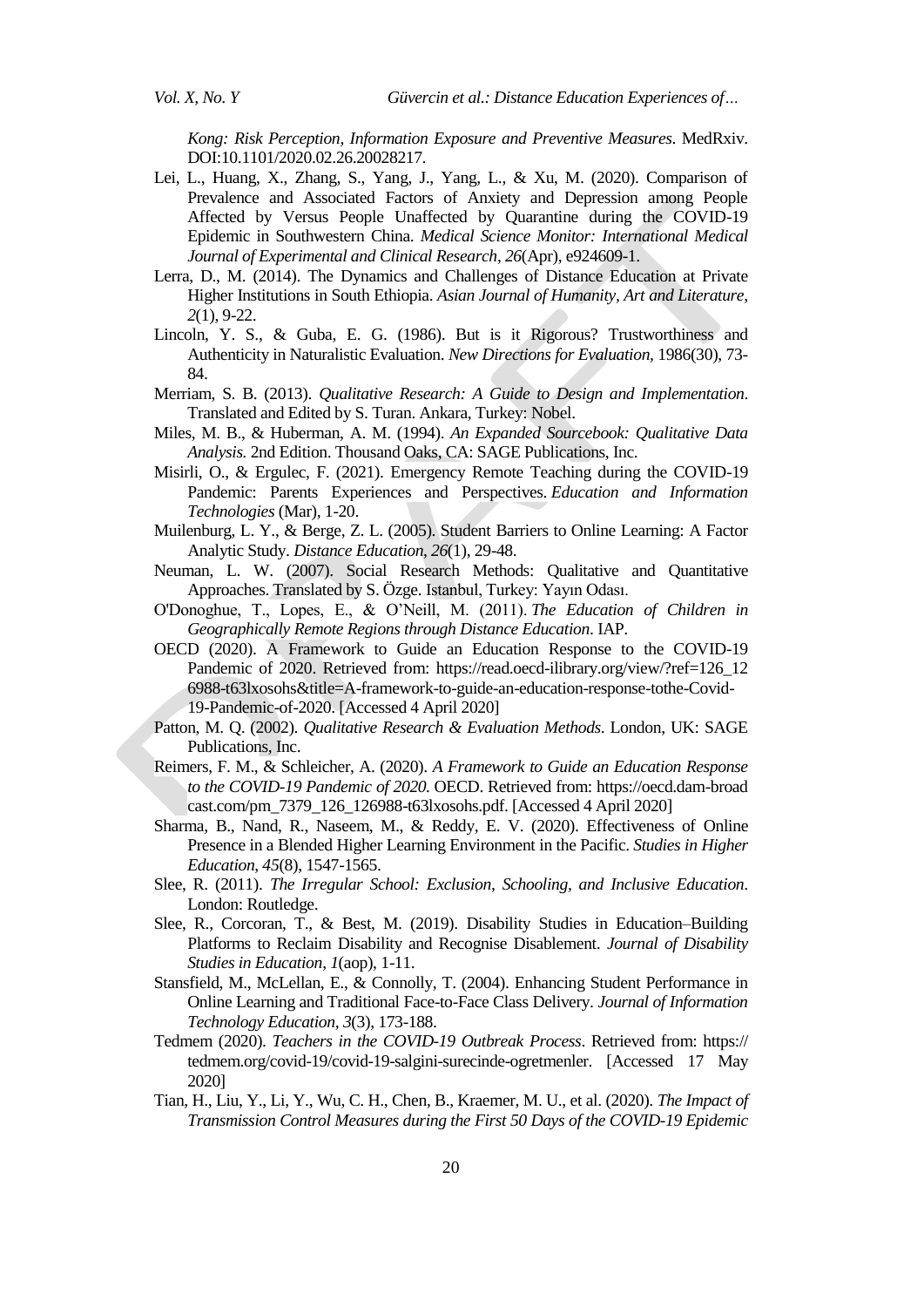*Kong: Risk Perception, Information Exposure and Preventive Measures*. MedRxiv. DOI:10.1101/2020.02.26.20028217.

Lei, L., Huang, X., Zhang, S., Yang, J., Yang, L., & Xu, M. (2020). Comparison of Prevalence and Associated Factors of Anxiety and Depression among People Affected by Versus People Unaffected by Quarantine during the COVID-19 Epidemic in Southwestern China. *Medical Science Monitor: International Medical Journal of Experimental and Clinical Research*, *26*(Apr), e924609-1.

Lerra, D., M. (2014). The Dynamics and Challenges of Distance Education at Private Higher Institutions in South Ethiopia. *Asian Journal of Humanity, Art and Literature*, *2*(1), 9-22.

Lincoln, Y. S., & Guba, E. G. (1986). But is it Rigorous? Trustworthiness and Authenticity in Naturalistic Evaluation. *New Directions for Evaluation,* 1986(30), 73-84.

Merriam, S. B. (2013). *Qualitative Research: A Guide to Design and Implementation*. Translated and Edited by S. Turan. Ankara, Turkey: Nobel.

Miles, M. B., & Huberman, A. M. (1994). *An Expanded Sourcebook: Qualitative Data Analysis.* 2nd Edition. Thousand Oaks, CA: SAGE Publications, Inc.

Misirli, O., & Ergulec, F. (2021). Emergency Remote Teaching during the COVID-19 Pandemic: Parents Experiences and Perspectives. *Education and Information Technologies* (Mar), 1-20.

Muilenburg, L. Y., & Berge, Z. L. (2005). Student Barriers to Online Learning: A Factor Analytic Study. *Distance Education*, *26*(1), 29-48.

Neuman, L. W. (2007). Social Research Methods: Qualitative and Quantitative Approaches. Translated by S. Özge. Istanbul, Turkey: Yayın Odası.

O'Donoghue, T., Lopes, E., & O'Neill, M. (2011). *The Education of Children in Geographically Remote Regions through Distance Education*. IAP.

OECD (2020). A Framework to Guide an Education Response to the COVID-19 Pandemic of 2020. Retrieved from: https://read.oecd-ilibrary.org/view/?ref=126_126988-t63lxosohs&title=A-framework-to-guide-an-education-response-tothe-Covid-19-Pandemic-of-2020. [Accessed 4 April 2020]

Patton, M. Q. (2002). *Qualitative Research & Evaluation Methods.* London, UK: SAGE Publications, Inc.

Reimers, F. M., & Schleicher, A. (2020). *A Framework to Guide an Education Response to the COVID-19 Pandemic of 2020.* OECD. Retrieved from: https://oecd.dam-broadcast.com/pm_7379_126_126988-t63lxosohs.pdf. [Accessed 4 April 2020]

Sharma, B., Nand, R., Naseem, M., & Reddy, E. V. (2020). Effectiveness of Online Presence in a Blended Higher Learning Environment in the Pacific. *Studies in Higher Education*, *45*(8), 1547-1565.

Slee, R. (2011). *The Irregular School: Exclusion, Schooling, and Inclusive Education*. London: Routledge.

Slee, R., Corcoran, T., & Best, M. (2019). Disability Studies in Education–Building Platforms to Reclaim Disability and Recognise Disablement. *Journal of Disability Studies in Education*, *1*(aop), 1-11.

Stansfield, M., McLellan, E., & Connolly, T. (2004). Enhancing Student Performance in Online Learning and Traditional Face-to-Face Class Delivery. *Journal of Information Technology Education*, *3*(3), 173-188.

Tedmem (2020). *Teachers in the COVID-19 Outbreak Process*. Retrieved from: https://tedmem.org/covid-19/covid-19-salgini-surecinde-ogretmenler. [Accessed 17 May 2020]

Tian, H., Liu, Y., Li, Y., Wu, C. H., Chen, B., Kraemer, M. U., et al. (2020). *The Impact of Transmission Control Measures during the First 50 Days of the COVID-19 Epidemic*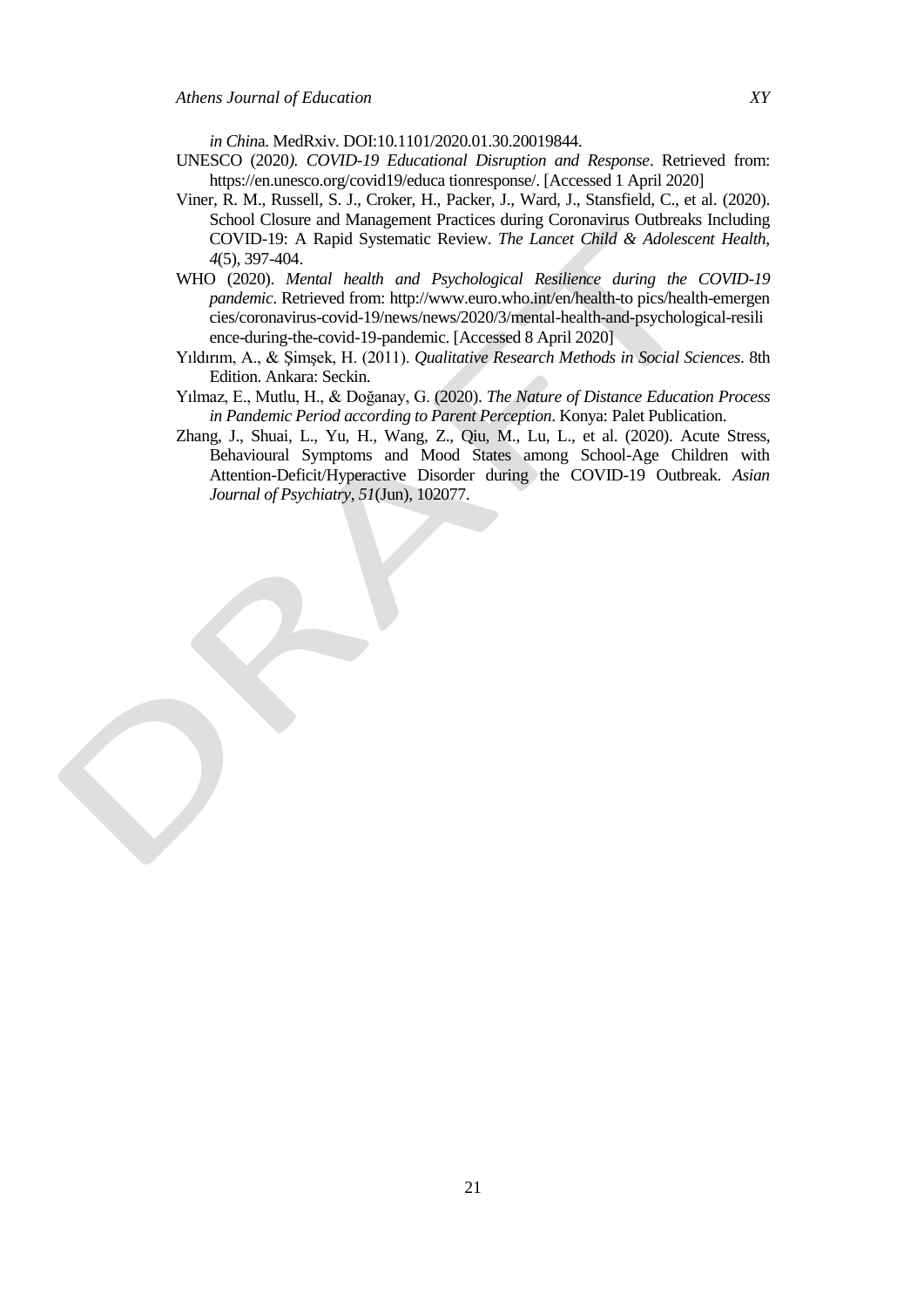*in Chin*a. MedRxiv. DOI:10.1101/2020.01.30.20019844.

UNESCO (2020*). COVID-19 Educational Disruption and Response*. Retrieved from: https://en.unesco.org/covid19/educa tionresponse/. [Accessed 1 April 2020]

Viner, R. M., Russell, S. J., Croker, H., Packer, J., Ward, J., Stansfield, C., et al. (2020). School Closure and Management Practices during Coronavirus Outbreaks Including COVID-19: A Rapid Systematic Review. *The Lancet Child & Adolescent Health*, *4*(5), 397-404.

WHO (2020). *Mental health and Psychological Resilience during the COVID-19 pandemic*. Retrieved from: http://www.euro.who.int/en/health-to pics/health-emergen cies/coronavirus-covid-19/news/news/2020/3/mental-health-and-psychological-resili ence-during-the-covid-19-pandemic. [Accessed 8 April 2020]

Yıldırım, A., & Şimşek, H. (2011). *Qualitative Research Methods in Social Sciences*. 8th Edition. Ankara: Seckin.

Yılmaz, E., Mutlu, H., & Doğanay, G. (2020). *The Nature of Distance Education Process in Pandemic Period according to Parent Perception*. Konya: Palet Publication.

Zhang, J., Shuai, L., Yu, H., Wang, Z., Qiu, M., Lu, L., et al. (2020). Acute Stress, Behavioural Symptoms and Mood States among School-Age Children with Attention-Deficit/Hyperactive Disorder during the COVID-19 Outbreak. *Asian Journal of Psychiatry*, *51*(Jun), 102077.